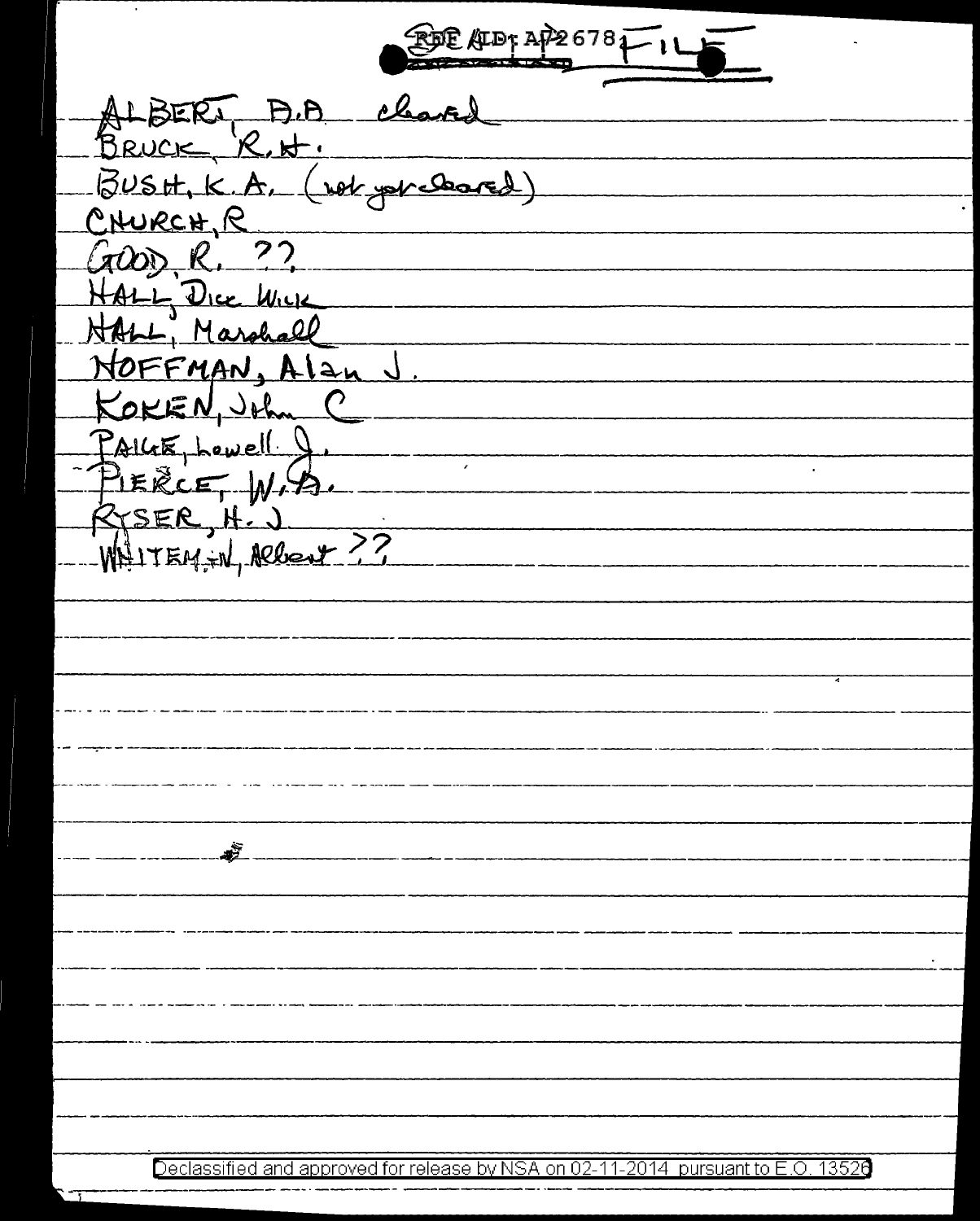REF ID: A72678 FILE

ALBERT, A.A. cleared
BRUCK, R.H.
BUSH, K.A. (not yet cleared)
CHURCH, R
GOOD, R. ??
HALL, Dick Wick
HALL, Marshall
HOFFMAN, Alan J.
KOKEN, John C
PAIGE, Lowell J.
PIERCE, W.A.
RYSER, H.J
WHITEMAN, Albert ??

Declassified and approved for release by NSA on 02-11-2014 pursuant to E.O. 13526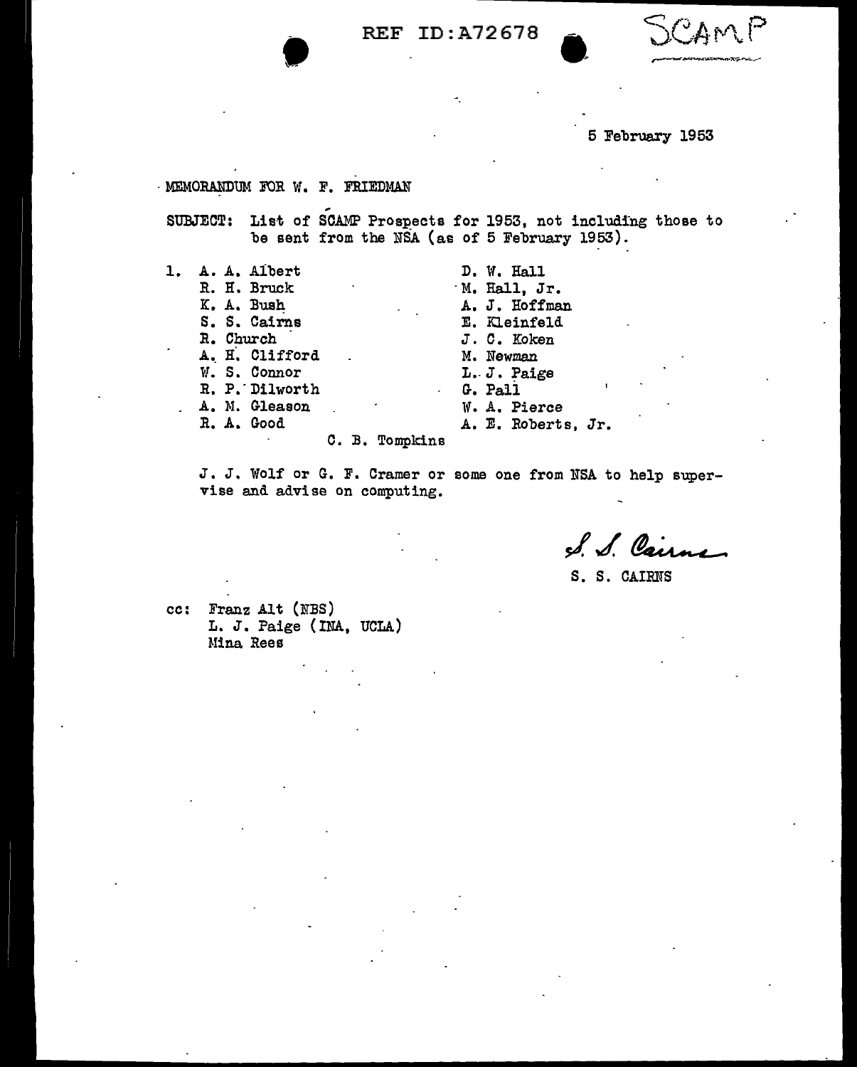SCAMP

5 February 1953

MEMORANDUM FOR W. F. FRIEDMAN

SUBJECT: List of SCAMP Prospects for 1953, not including those to be sent from the NSA (as of 5 February 1953).

1. A. A. Albert
   R. H. Bruck
   K. A. Bush
   S. S. Cairns
   R. Church
   A. H. Clifford
   W. S. Connor
   R. P. Dilworth
   A. M. Gleason
   R. A. Good
   D. W. Hall
   M. Hall, Jr.
   A. J. Hoffman
   E. Kleinfeld
   J. C. Koken
   M. Newman
   L. J. Paige
   G. Pall
   W. A. Pierce
   A. E. Roberts, Jr.
   C. B. Tompkins

   J. J. Wolf or G. F. Cramer or some one from NSA to help supervise and advise on computing.

S. S. Cairns

S. S. CAIRNS

cc: Franz Alt (NBS)
L. J. Paige (INA, UCLA)
Mina Rees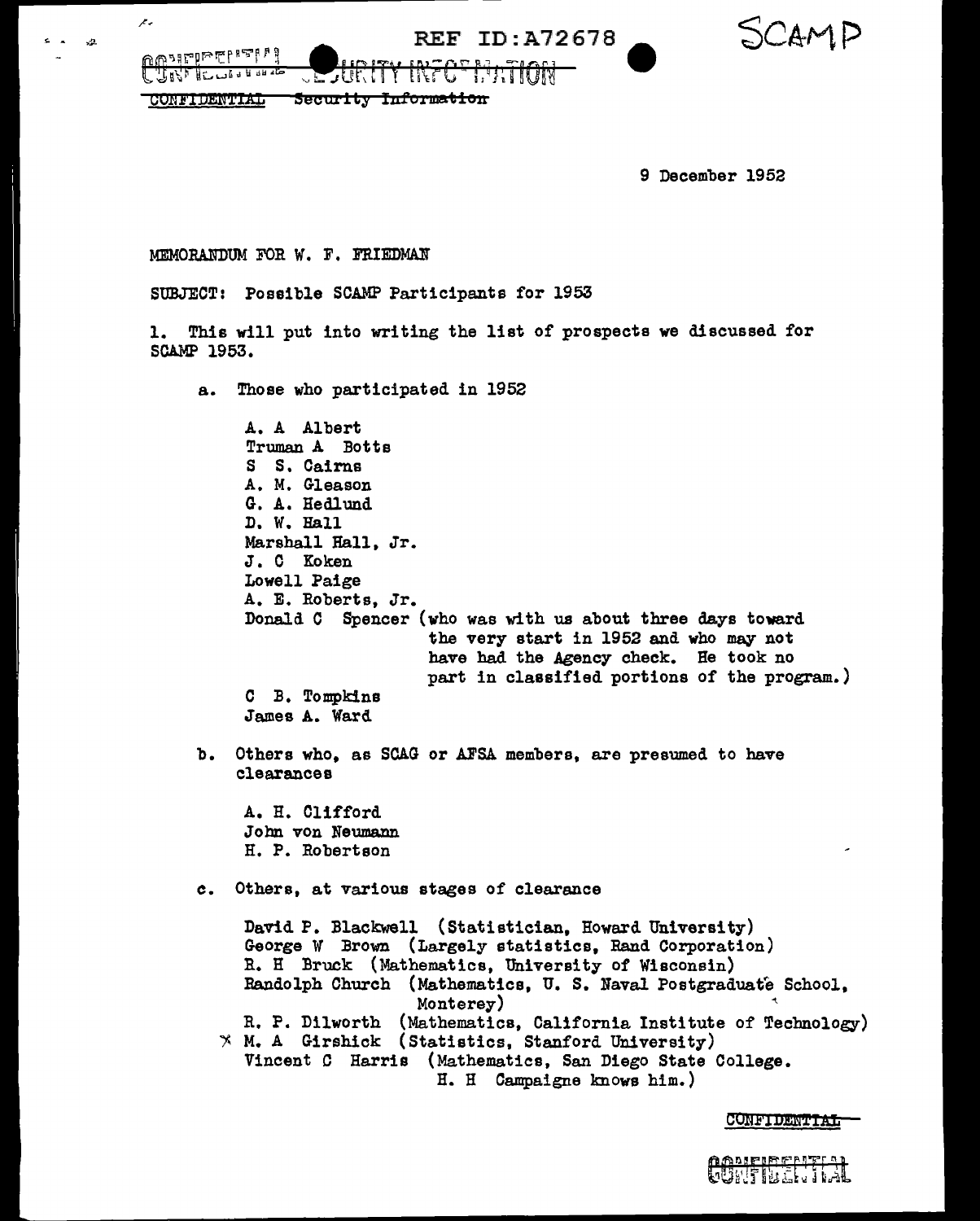REF ID:A72678

SCAMP

CONFIDENTIAL SECURITY INFORMATION

CONFIDENTIAL Security Information

9 December 1952

MEMORANDUM FOR W. F. FRIEDMAN

SUBJECT: Possible SCAMP Participants for 1953

1. This will put into writing the list of prospects we discussed for SCAMP 1953.

   a. Those who participated in 1952

      A. A Albert
      Truman A Botts
      S S. Cairns
      A. M. Gleason
      G. A. Hedlund
      D. W. Hall
      Marshall Hall, Jr.
      J. C Koken
      Lowell Paige
      A. E. Roberts, Jr.
      Donald C Spencer (who was with us about three days toward the very start in 1952 and who may not have had the Agency check. He took no part in classified portions of the program.)
      C B. Tompkins
      James A. Ward

   b. Others who, as SCAG or AFSA members, are presumed to have clearances

      A. H. Clifford
      John von Neumann
      H. P. Robertson

   c. Others, at various stages of clearance

      David P. Blackwell (Statistician, Howard University)
      George W Brown (Largely statistics, Rand Corporation)
      R. H Bruck (Mathematics, University of Wisconsin)
      Randolph Church (Mathematics, U. S. Naval Postgraduate School, Monterey)
      R. P. Dilworth (Mathematics, California Institute of Technology)
      X M. A Girshick (Statistics, Stanford University)
      Vincent C Harris (Mathematics, San Diego State College. H. H Campaigne knows him.)

CONFIDENTIAL

CONFIDENTIAL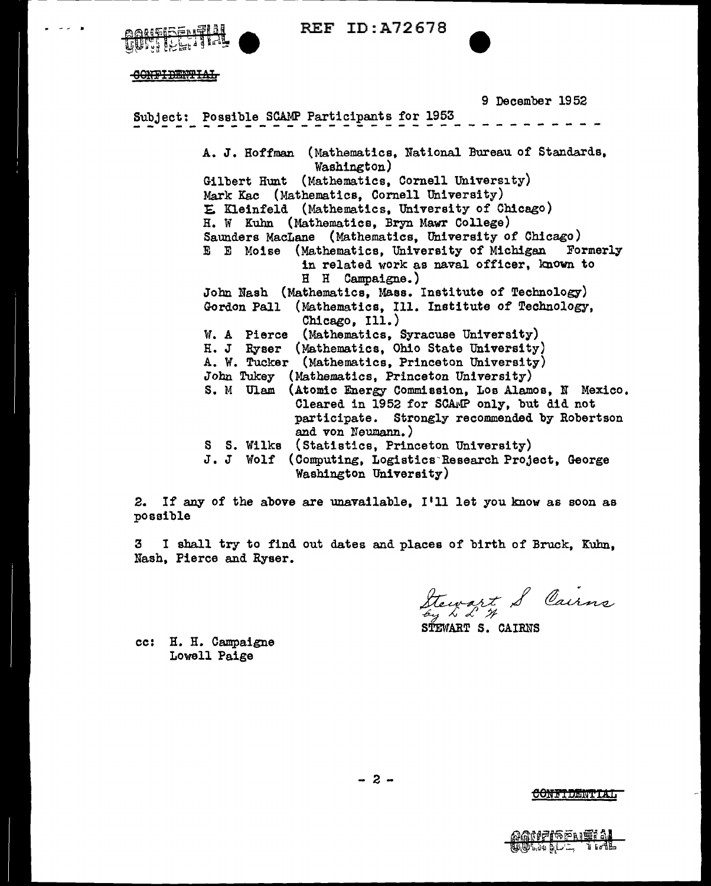REF ID:A72678

~~CONFIDENTIAL~~

9 December 1952

Subject: Possible SCAMP Participants for 1953

A. J. Hoffman (Mathematics, National Bureau of Standards, Washington)
Gilbert Hunt (Mathematics, Cornell University)
Mark Kac (Mathematics, Cornell University)
E Kleinfeld (Mathematics, University of Chicago)
H. W Kuhn (Mathematics, Bryn Mawr College)
Saunders MacLane (Mathematics, University of Chicago)
E E Moise (Mathematics, University of Michigan Formerly in related work as naval officer, known to H H Campaigne.)
John Nash (Mathematics, Mass. Institute of Technology)
Gordon Pall (Mathematics, Ill. Institute of Technology, Chicago, Ill.)
W. A Pierce (Mathematics, Syracuse University)
H. J Ryser (Mathematics, Ohio State University)
A. W. Tucker (Mathematics, Princeton University)
John Tukey (Mathematics, Princeton University)
S. M Ulam (Atomic Energy Commission, Los Alamos, N Mexico. Cleared in 1952 for SCAMP only, but did not participate. Strongly recommended by Robertson and von Neumann.)
S S. Wilks (Statistics, Princeton University)
J. J Wolf (Computing, Logistics Research Project, George Washington University)

2. If any of the above are unavailable, I'll let you know as soon as possible

3 I shall try to find out dates and places of birth of Bruck, Kuhn, Nash, Pierce and Ryser.

Stewart S Cairns
by L L H
STEWART S. CAIRNS

cc: H. H. Campaigne
Lowell Paige

~~CONFIDENTIAL~~